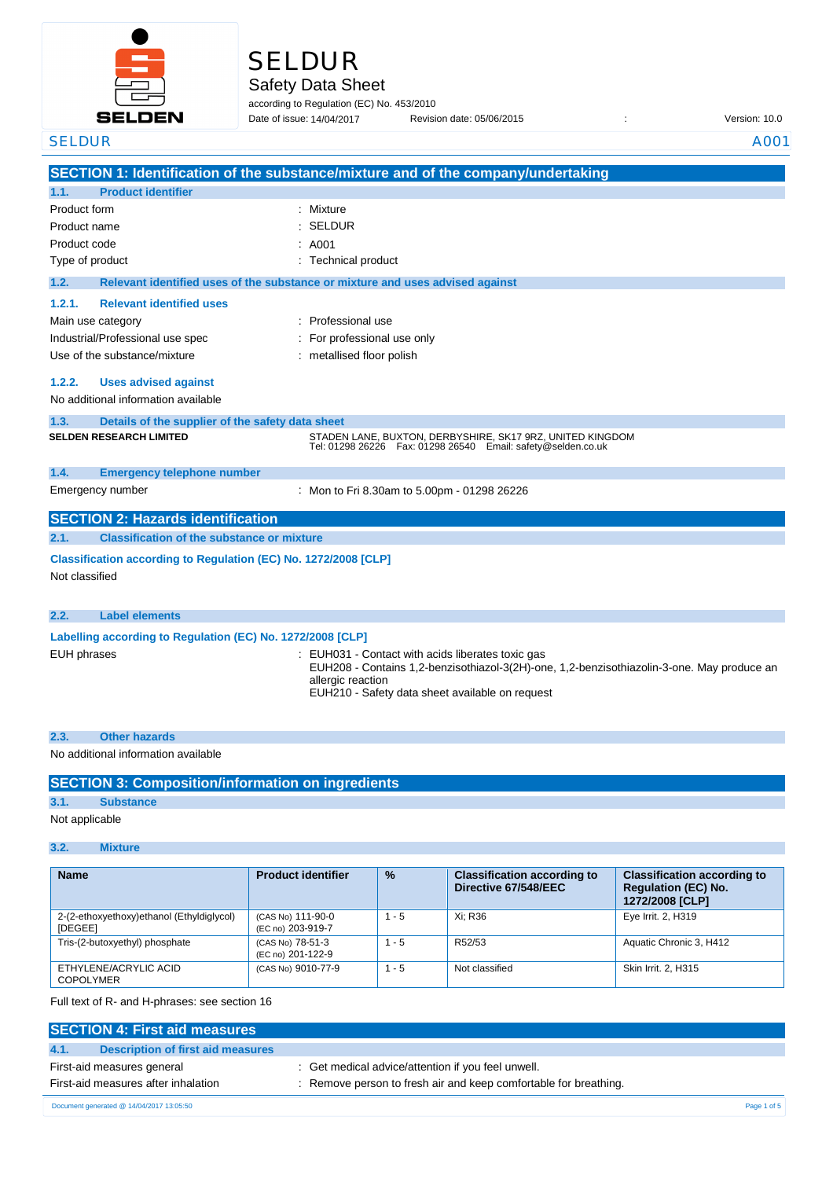# SELDUR

## Safety Data Sheet

according to Regulation (EC) No. 453/2010

Date of issue: 14/04/2017 Revision date: 05/06/2015 : Version: 10.0

SELDUR A001

## SECTION 1: Identification of the substance/mixture and of the company/undertaking

### 1.1. Product identifier

Product form : Mixture

Product name : SELDUR

Product code : A001

Type of product : Technical product

### 1.2. Relevant identified uses of the substance or mixture and uses advised against

#### 1.2.1. Relevant identified uses

Main use category : Professional use

Industrial/Professional use spec : For professional use only

Use of the substance/mixture : metallised floor polish

#### 1.2.2. Uses advised against

No additional information available

### 1.3. Details of the supplier of the safety data sheet

**SELDEN RESEARCH LIMITED**

STADEN LANE, BUXTON, DERBYSHIRE, SK17 9RZ, UNITED KINGDOM
Tel: 01298 26226 Fax: 01298 26540 Email: safety@selden.co.uk

### 1.4. Emergency telephone number

Emergency number : Mon to Fri 8.30am to 5.00pm - 01298 26226

## SECTION 2: Hazards identification

### 2.1. Classification of the substance or mixture

**Classification according to Regulation (EC) No. 1272/2008 [CLP]**

Not classified

### 2.2. Label elements

**Labelling according to Regulation (EC) No. 1272/2008 [CLP]**

EUH phrases : EUH031 - Contact with acids liberates toxic gas
EUH208 - Contains 1,2-benzisothiazol-3(2H)-one, 1,2-benzisothiazolin-3-one. May produce an allergic reaction
EUH210 - Safety data sheet available on request

### 2.3. Other hazards

No additional information available

## SECTION 3: Composition/information on ingredients

### 3.1. Substance

Not applicable

### 3.2. Mixture

| Name | Product identifier | % | Classification according to Directive 67/548/EEC | Classification according to Regulation (EC) No. 1272/2008 [CLP] |
|---|---|---|---|---|
| 2-(2-ethoxyethoxy)ethanol (Ethyldiglycol) [DEGEE] | (CAS No) 111-90-0<br>(EC no) 203-919-7 | 1 - 5 | Xi; R36 | Eye Irrit. 2, H319 |
| Tris-(2-butoxyethyl) phosphate | (CAS No) 78-51-3<br>(EC no) 201-122-9 | 1 - 5 | R52/53 | Aquatic Chronic 3, H412 |
| ETHYLENE/ACRYLIC ACID COPOLYMER | (CAS No) 9010-77-9 | 1 - 5 | Not classified | Skin Irrit. 2, H315 |

Full text of R- and H-phrases: see section 16

## SECTION 4: First aid measures

### 4.1. Description of first aid measures

First-aid measures general : Get medical advice/attention if you feel unwell.

First-aid measures after inhalation : Remove person to fresh air and keep comfortable for breathing.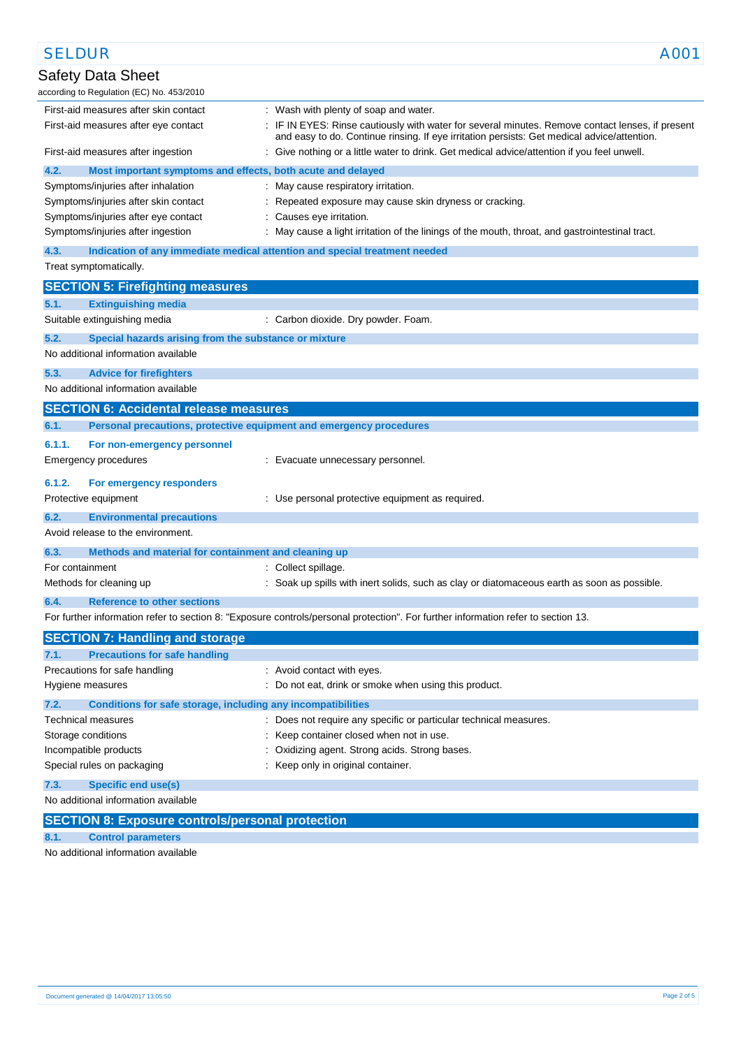First-aid measures after skin contact : Wash with plenty of soap and water.

First-aid measures after eye contact : IF IN EYES: Rinse cautiously with water for several minutes. Remove contact lenses, if present and easy to do. Continue rinsing. If eye irritation persists: Get medical advice/attention.

First-aid measures after ingestion : Give nothing or a little water to drink. Get medical advice/attention if you feel unwell.

### 4.2. Most important symptoms and effects, both acute and delayed

Symptoms/injuries after inhalation : May cause respiratory irritation.

Symptoms/injuries after skin contact : Repeated exposure may cause skin dryness or cracking.

Symptoms/injuries after eye contact : Causes eye irritation.

Symptoms/injuries after ingestion : May cause a light irritation of the linings of the mouth, throat, and gastrointestinal tract.

### 4.3. Indication of any immediate medical attention and special treatment needed

Treat symptomatically.

## SECTION 5: Firefighting measures

### 5.1. Extinguishing media

Suitable extinguishing media : Carbon dioxide. Dry powder. Foam.

### 5.2. Special hazards arising from the substance or mixture

No additional information available

### 5.3. Advice for firefighters

No additional information available

## SECTION 6: Accidental release measures

### 6.1. Personal precautions, protective equipment and emergency procedures

#### 6.1.1. For non-emergency personnel

Emergency procedures : Evacuate unnecessary personnel.

#### 6.1.2. For emergency responders

Protective equipment : Use personal protective equipment as required.

### 6.2. Environmental precautions

Avoid release to the environment.

### 6.3. Methods and material for containment and cleaning up

For containment : Collect spillage.

Methods for cleaning up : Soak up spills with inert solids, such as clay or diatomaceous earth as soon as possible.

### 6.4. Reference to other sections

For further information refer to section 8: "Exposure controls/personal protection". For further information refer to section 13.

## SECTION 7: Handling and storage

### 7.1. Precautions for safe handling

Precautions for safe handling : Avoid contact with eyes.

Hygiene measures : Do not eat, drink or smoke when using this product.

### 7.2. Conditions for safe storage, including any incompatibilities

Technical measures : Does not require any specific or particular technical measures.

Storage conditions : Keep container closed when not in use.

Incompatible products : Oxidizing agent. Strong acids. Strong bases.

Special rules on packaging : Keep only in original container.

### 7.3. Specific end use(s)

No additional information available

## SECTION 8: Exposure controls/personal protection

### 8.1. Control parameters

No additional information available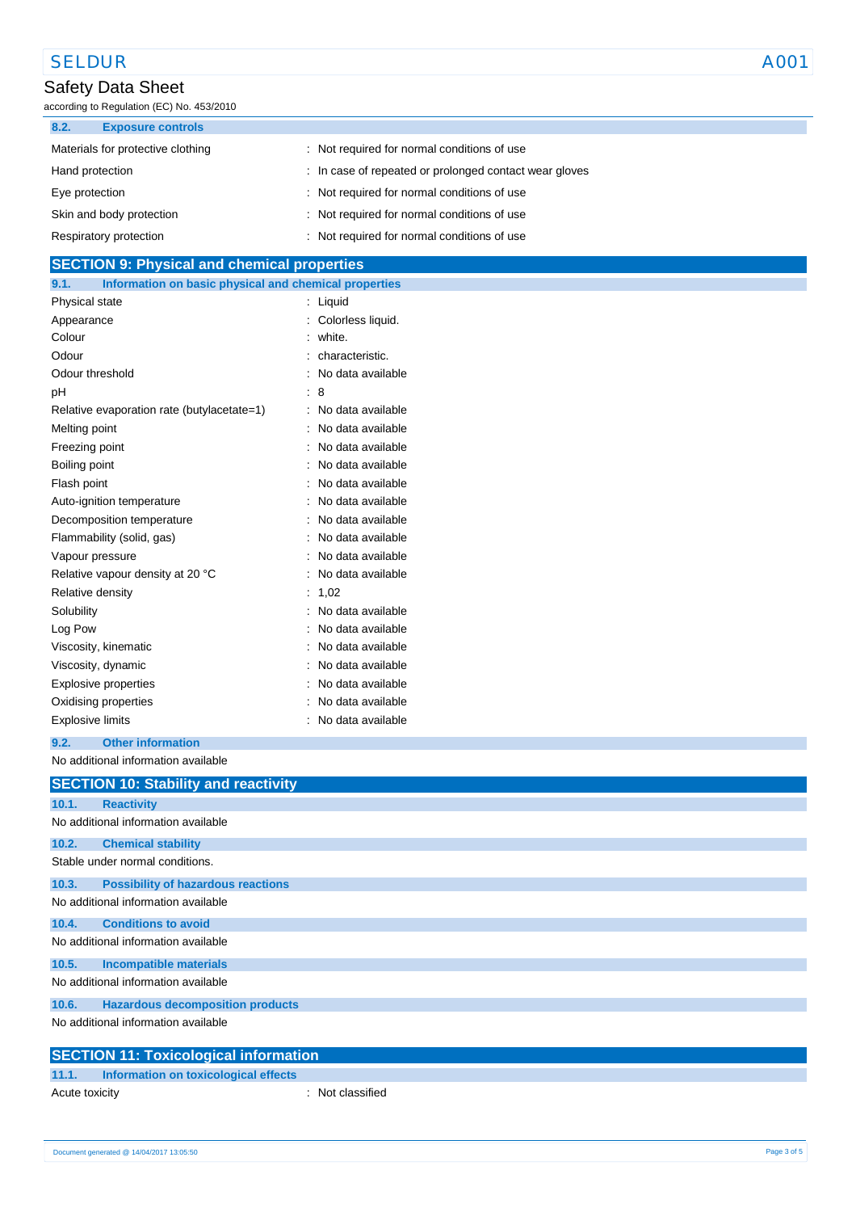### 8.2. Exposure controls

| | |
|---|---|
| Materials for protective clothing | : Not required for normal conditions of use |
| Hand protection | : In case of repeated or prolonged contact wear gloves |
| Eye protection | : Not required for normal conditions of use |
| Skin and body protection | : Not required for normal conditions of use |
| Respiratory protection | : Not required for normal conditions of use |

## SECTION 9: Physical and chemical properties

### 9.1. Information on basic physical and chemical properties

| | |
|---|---|
| Physical state | : Liquid |
| Appearance | : Colorless liquid. |
| Colour | : white. |
| Odour | : characteristic. |
| Odour threshold | : No data available |
| pH | : 8 |
| Relative evaporation rate (butylacetate=1) | : No data available |
| Melting point | : No data available |
| Freezing point | : No data available |
| Boiling point | : No data available |
| Flash point | : No data available |
| Auto-ignition temperature | : No data available |
| Decomposition temperature | : No data available |
| Flammability (solid, gas) | : No data available |
| Vapour pressure | : No data available |
| Relative vapour density at 20 °C | : No data available |
| Relative density | : 1,02 |
| Solubility | : No data available |
| Log Pow | : No data available |
| Viscosity, kinematic | : No data available |
| Viscosity, dynamic | : No data available |
| Explosive properties | : No data available |
| Oxidising properties | : No data available |
| Explosive limits | : No data available |

### 9.2. Other information

No additional information available

## SECTION 10: Stability and reactivity

### 10.1. Reactivity

No additional information available

### 10.2. Chemical stability

Stable under normal conditions.

### 10.3. Possibility of hazardous reactions

No additional information available

### 10.4. Conditions to avoid

No additional information available

### 10.5. Incompatible materials

No additional information available

### 10.6. Hazardous decomposition products

No additional information available

## SECTION 11: Toxicological information

### 11.1. Information on toxicological effects

| | |
|---|---|
| Acute toxicity | : Not classified |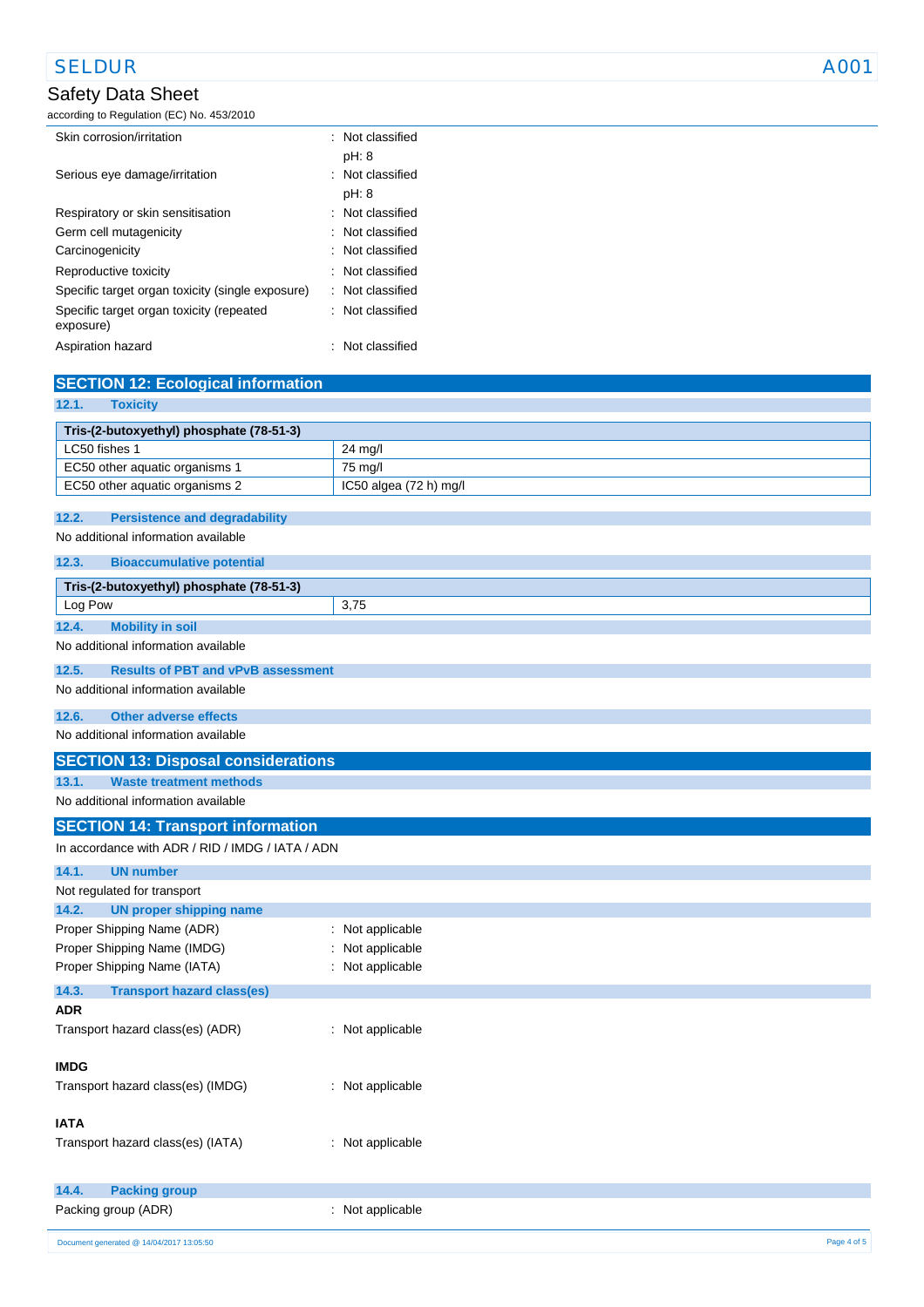| | |
|---|---|
| Skin corrosion/irritation | : Not classified<br>pH: 8 |
| Serious eye damage/irritation | : Not classified<br>pH: 8 |
| Respiratory or skin sensitisation | : Not classified |
| Germ cell mutagenicity | : Not classified |
| Carcinogenicity | : Not classified |
| Reproductive toxicity | : Not classified |
| Specific target organ toxicity (single exposure) | : Not classified |
| Specific target organ toxicity (repeated exposure) | : Not classified |
| Aspiration hazard | : Not classified |

## SECTION 12: Ecological information

### 12.1. Toxicity

| Tris-(2-butoxyethyl) phosphate (78-51-3) | |
|---|---|
| LC50 fishes 1 | 24 mg/l |
| EC50 other aquatic organisms 1 | 75 mg/l |
| EC50 other aquatic organisms 2 | IC50 algea (72 h) mg/l |

### 12.2. Persistence and degradability

No additional information available

### 12.3. Bioaccumulative potential

| Tris-(2-butoxyethyl) phosphate (78-51-3) | |
|---|---|
| Log Pow | 3,75 |

### 12.4. Mobility in soil

No additional information available

### 12.5. Results of PBT and vPvB assessment

No additional information available

### 12.6. Other adverse effects

No additional information available

## SECTION 13: Disposal considerations

### 13.1. Waste treatment methods

No additional information available

## SECTION 14: Transport information

In accordance with ADR / RID / IMDG / IATA / ADN

### 14.1. UN number

Not regulated for transport

### 14.2. UN proper shipping name

| | |
|---|---|
| Proper Shipping Name (ADR) | : Not applicable |
| Proper Shipping Name (IMDG) | : Not applicable |
| Proper Shipping Name (IATA) | : Not applicable |

### 14.3. Transport hazard class(es)

**ADR**

Transport hazard class(es) (ADR) : Not applicable

**IMDG**

Transport hazard class(es) (IMDG) : Not applicable

**IATA**

Transport hazard class(es) (IATA) : Not applicable

### 14.4. Packing group

Packing group (ADR) : Not applicable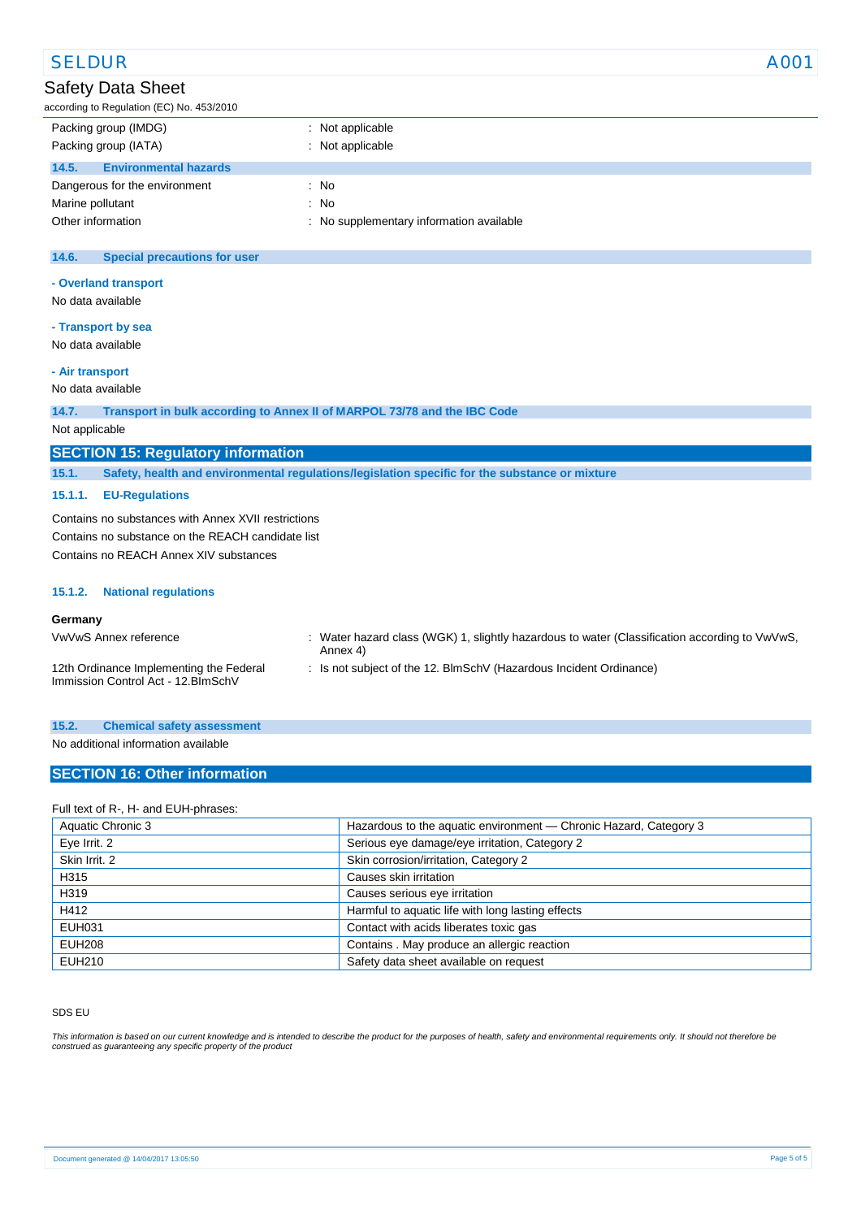| | |
|---|---|
| Packing group (IMDG) | : Not applicable |
| Packing group (IATA) | : Not applicable |

### 14.5. Environmental hazards

| | |
|---|---|
| Dangerous for the environment | : No |
| Marine pollutant | : No |
| Other information | : No supplementary information available |

### 14.6. Special precautions for user

**- Overland transport**

No data available

**- Transport by sea**

No data available

**- Air transport**

No data available

### 14.7. Transport in bulk according to Annex II of MARPOL 73/78 and the IBC Code

Not applicable

## SECTION 15: Regulatory information

### 15.1. Safety, health and environmental regulations/legislation specific for the substance or mixture

#### 15.1.1. EU-Regulations

Contains no substances with Annex XVII restrictions

Contains no substance on the REACH candidate list

Contains no REACH Annex XIV substances

#### 15.1.2. National regulations

**Germany**

| | |
|---|---|
| VwVwS Annex reference | : Water hazard class (WGK) 1, slightly hazardous to water (Classification according to VwVwS, Annex 4) |
| 12th Ordinance Implementing the Federal Immission Control Act - 12.BImSchV | : Is not subject of the 12. BlmSchV (Hazardous Incident Ordinance) |

### 15.2. Chemical safety assessment

No additional information available

## SECTION 16: Other information

Full text of R-, H- and EUH-phrases:

| | |
|---|---|
| Aquatic Chronic 3 | Hazardous to the aquatic environment — Chronic Hazard, Category 3 |
| Eye Irrit. 2 | Serious eye damage/eye irritation, Category 2 |
| Skin Irrit. 2 | Skin corrosion/irritation, Category 2 |
| H315 | Causes skin irritation |
| H319 | Causes serious eye irritation |
| H412 | Harmful to aquatic life with long lasting effects |
| EUH031 | Contact with acids liberates toxic gas |
| EUH208 | Contains . May produce an allergic reaction |
| EUH210 | Safety data sheet available on request |

SDS EU

*This information is based on our current knowledge and is intended to describe the product for the purposes of health, safety and environmental requirements only. It should not therefore be construed as guaranteeing any specific property of the product*